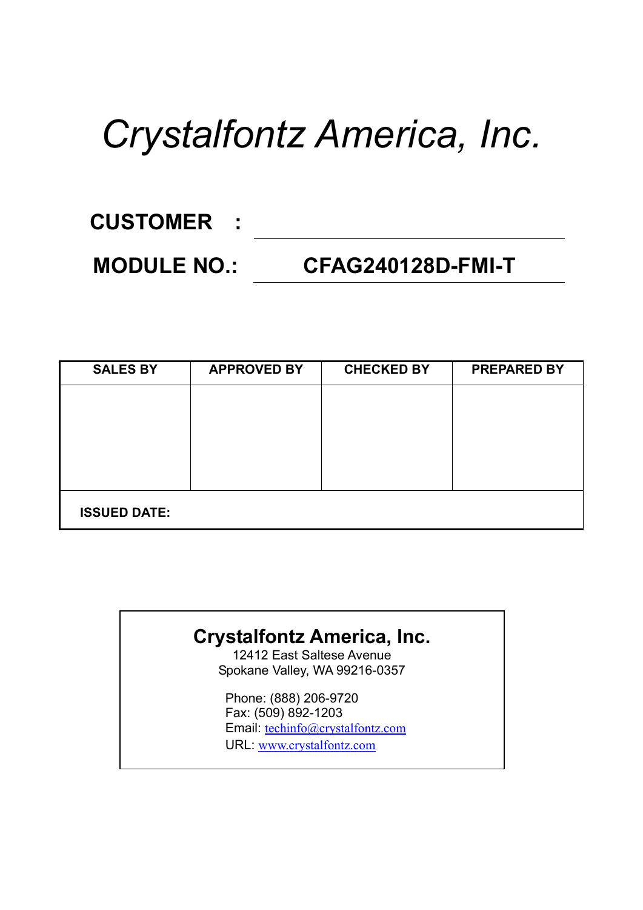# *Crystalfontz America, Inc.*

**CUSTOMER :** \_\_\_\_\_\_\_\_\_\_\_\_\_\_\_\_\_\_\_\_

**MODULE NO.:** **CFAG240128D-FMI-T**

| SALES BY | APPROVED BY | CHECKED BY | PREPARED BY |
|---|---|---|---|
| | | | |
| **ISSUED DATE:** | | | |

**Crystalfontz America, Inc.**
12412 East Saltese Avenue
Spokane Valley, WA 99216-0357

Phone: (888) 206-9720
Fax: (509) 892-1203
Email: techinfo@crystalfontz.com
URL: www.crystalfontz.com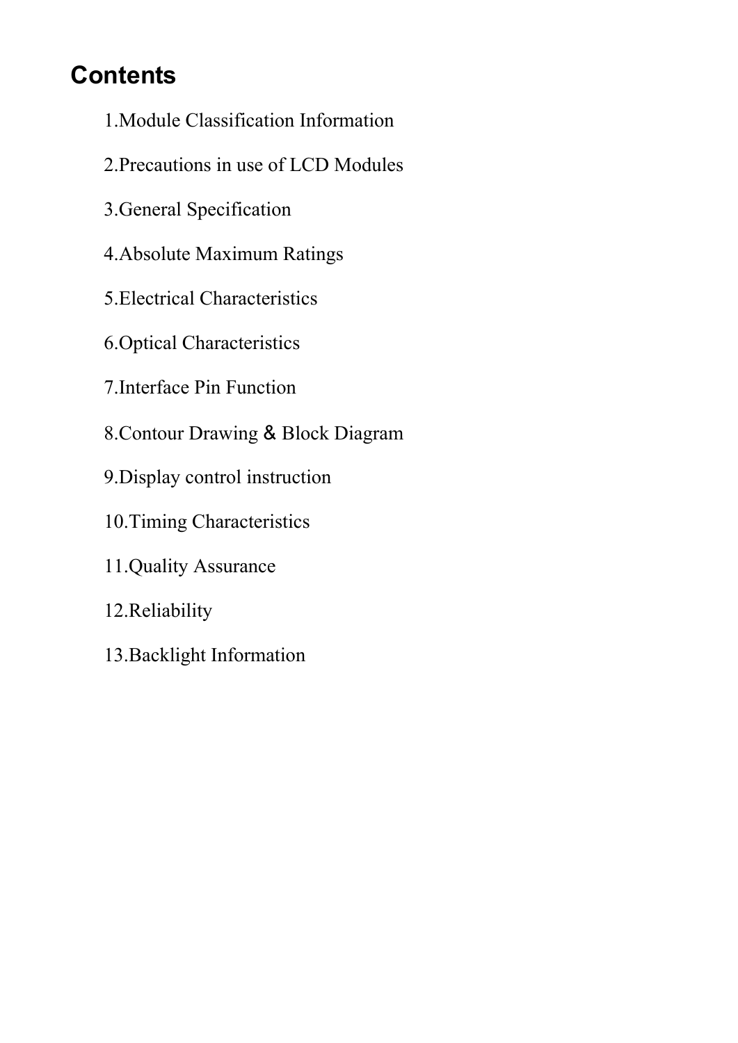## Contents

1.Module Classification Information

2.Precautions in use of LCD Modules

3.General Specification

4.Absolute Maximum Ratings

5.Electrical Characteristics

6.Optical Characteristics

7.Interface Pin Function

8.Contour Drawing & Block Diagram

9.Display control instruction

10.Timing Characteristics

11.Quality Assurance

12.Reliability

13.Backlight Information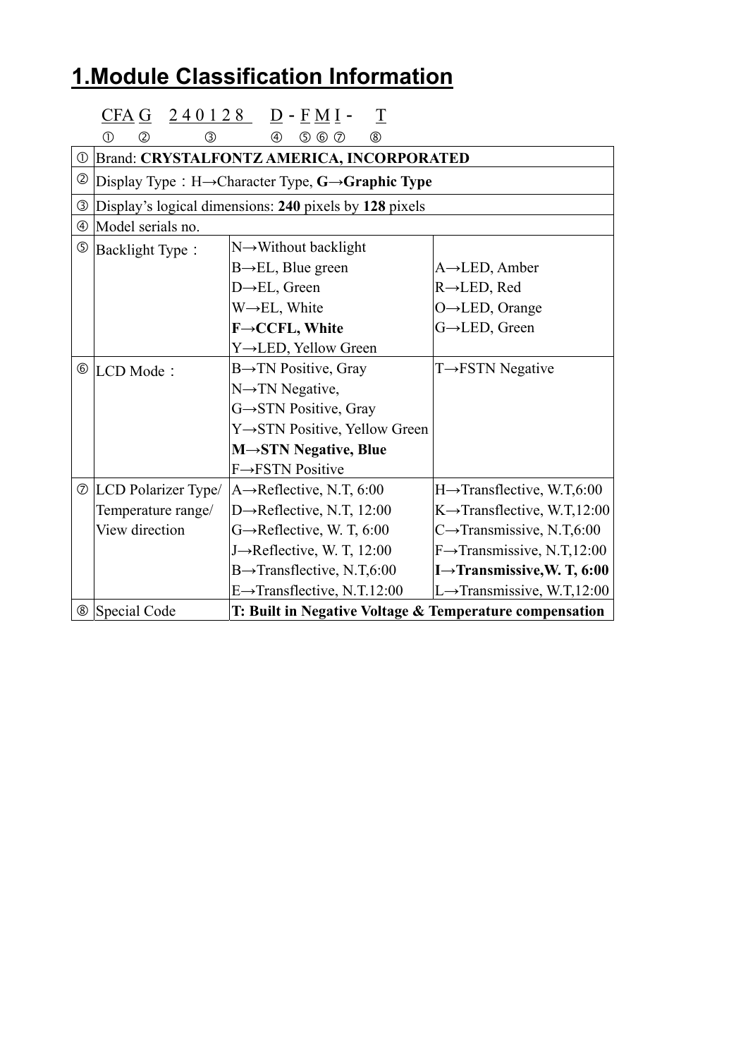# 1.Module Classification Information

CFA G 2 4 0 1 2 8 D - F M I - T

① ② ③ ④ ⑤ ⑥ ⑦ ⑧

| | | | |
|---|---|---|---|
| ① | Brand: **CRYSTALFONTZ AMERICA, INCORPORATED** | | |
| ② | Display Type：H→Character Type, **G→Graphic Type** | | |
| ③ | Display's logical dimensions: **240** pixels by **128** pixels | | |
| ④ | Model serials no. | | |
| ⑤ | Backlight Type： | N→Without backlight<br>B→EL, Blue green<br>D→EL, Green<br>W→EL, White<br>**F→CCFL, White**<br>Y→LED, Yellow Green | A→LED, Amber<br>R→LED, Red<br>O→LED, Orange<br>G→LED, Green |
| ⑥ | LCD Mode： | B→TN Positive, Gray<br>N→TN Negative,<br>G→STN Positive, Gray<br>Y→STN Positive, Yellow Green<br>**M→STN Negative, Blue**<br>F→FSTN Positive | T→FSTN Negative |
| ⑦ | LCD Polarizer Type/ Temperature range/ View direction | A→Reflective, N.T, 6:00<br>D→Reflective, N.T, 12:00<br>G→Reflective, W. T, 6:00<br>J→Reflective, W. T, 12:00<br>B→Transflective, N.T,6:00<br>E→Transflective, N.T.12:00 | H→Transflective, W.T,6:00<br>K→Transflective, W.T,12:00<br>C→Transmissive, N.T,6:00<br>F→Transmissive, N.T,12:00<br>**I→Transmissive,W. T, 6:00**<br>L→Transmissive, W.T,12:00 |
| ⑧ | Special Code | **T: Built in Negative Voltage & Temperature compensation** | |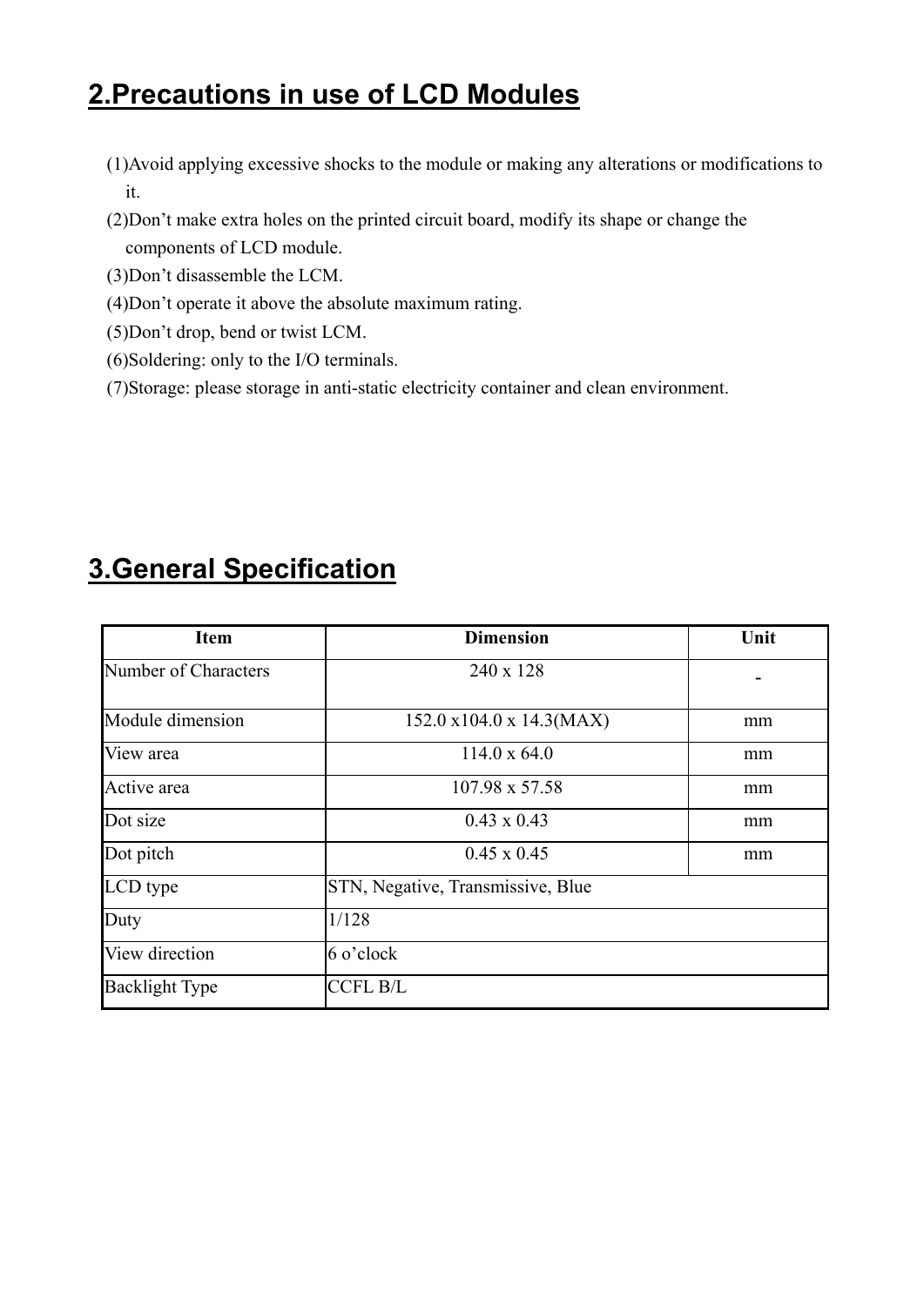## 2.Precautions in use of LCD Modules

(1)Avoid applying excessive shocks to the module or making any alterations or modifications to it.
(2)Don't make extra holes on the printed circuit board, modify its shape or change the components of LCD module.
(3)Don't disassemble the LCM.
(4)Don't operate it above the absolute maximum rating.
(5)Don't drop, bend or twist LCM.
(6)Soldering: only to the I/O terminals.
(7)Storage: please storage in anti-static electricity container and clean environment.

## 3.General Specification

| Item | Dimension | Unit |
|---|---|---|
| Number of Characters | 240 x 128 | - |
| Module dimension | 152.0 x104.0 x 14.3(MAX) | mm |
| View area | 114.0 x 64.0 | mm |
| Active area | 107.98 x 57.58 | mm |
| Dot size | 0.43 x 0.43 | mm |
| Dot pitch | 0.45 x 0.45 | mm |
| LCD type | STN, Negative, Transmissive, Blue | |
| Duty | 1/128 | |
| View direction | 6 o'clock | |
| Backlight Type | CCFL B/L | |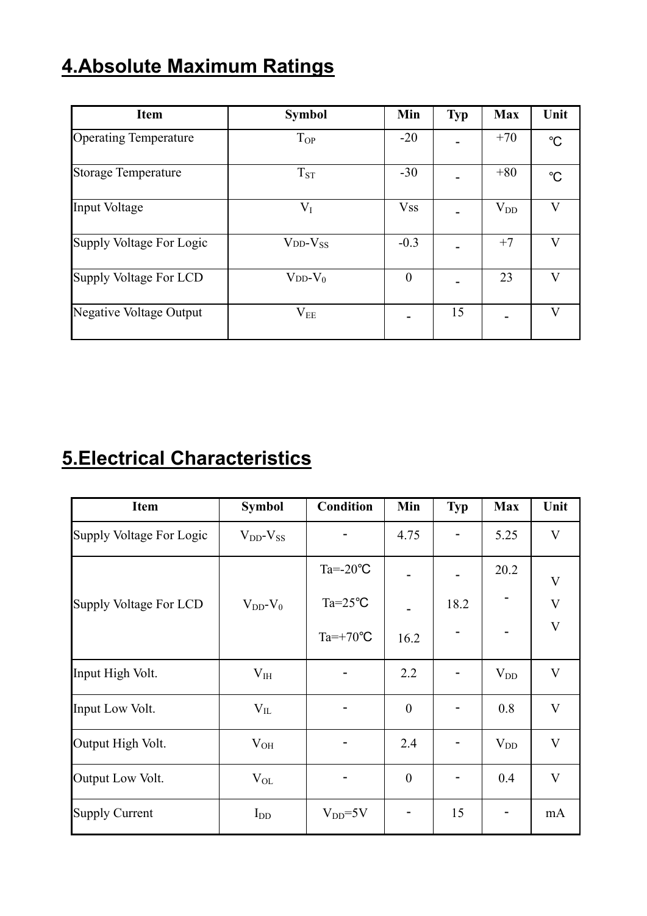# 4.Absolute Maximum Ratings

| Item | Symbol | Min | Typ | Max | Unit |
|---|---|---|---|---|---|
| Operating Temperature | $T_{OP}$ | -20 | - | +70 | ℃ |
| Storage Temperature | $T_{ST}$ | -30 | - | +80 | ℃ |
| Input Voltage | $V_I$ | Vss | - | $V_{DD}$ | V |
| Supply Voltage For Logic | $V_{DD}$-$V_{SS}$ | -0.3 | - | +7 | V |
| Supply Voltage For LCD | $V_{DD}$-$V_0$ | 0 | - | 23 | V |
| Negative Voltage Output | $V_{EE}$ | - | 15 | - | V |

# 5.Electrical Characteristics

| Item | Symbol | Condition | Min | Typ | Max | Unit |
|---|---|---|---|---|---|---|
| Supply Voltage For Logic | $V_{DD}$-$V_{SS}$ | - | 4.75 | - | 5.25 | V |
| Supply Voltage For LCD | $V_{DD}$-$V_0$ | Ta=-20℃ | - | - | 20.2 | V |
| | | Ta=25℃ | - | 18.2 | - | V |
| | | Ta=+70℃ | 16.2 | - | - | V |
| Input High Volt. | $V_{IH}$ | - | 2.2 | - | $V_{DD}$ | V |
| Input Low Volt. | $V_{IL}$ | - | 0 | - | 0.8 | V |
| Output High Volt. | $V_{OH}$ | - | 2.4 | - | $V_{DD}$ | V |
| Output Low Volt. | $V_{OL}$ | - | 0 | - | 0.4 | V |
| Supply Current | $I_{DD}$ | $V_{DD}$=5V | - | 15 | - | mA |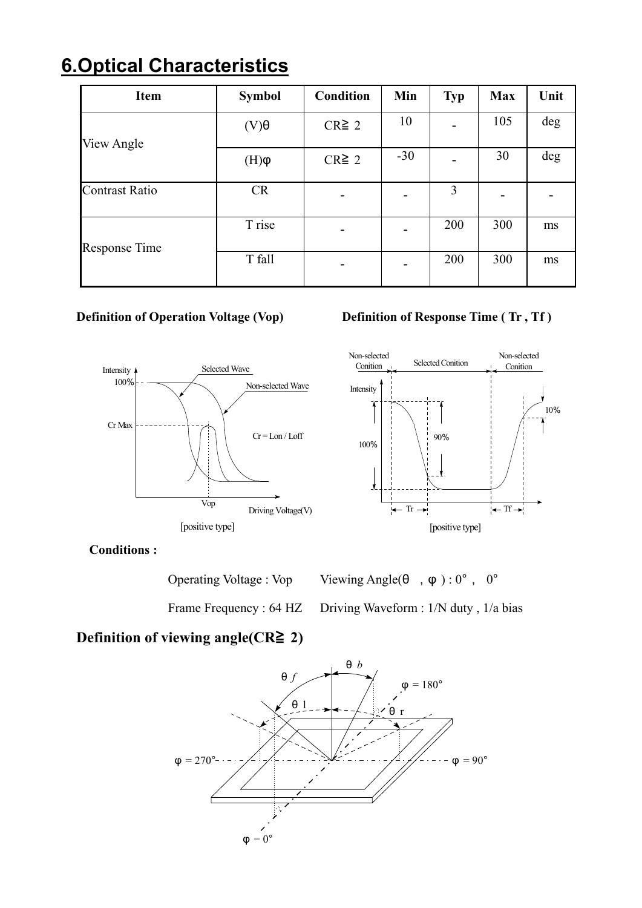# 6.Optical Characteristics

| Item | Symbol | Condition | Min | Typ | Max | Unit |
|---|---|---|---|---|---|---|
| View Angle | (V)θ | CR≧ 2 | 10 | - | 105 | deg |
| | (H)φ | CR≧ 2 | -30 | - | 30 | deg |
| Contrast Ratio | CR | - | - | 3 | - | - |
| Response Time | T rise | - | - | 200 | 300 | ms |
| | T fall | - | - | 200 | 300 | ms |

**Definition of Operation Voltage (Vop)**

Intensity 100% Cr Max Selected Wave Non-selected Wave Cr = Lon / Loff Vop Driving Voltage(V)

[positive type]

**Definition of Response Time ( Tr , Tf )**

Non-selected Conition Selected Conition Non-selected Conition Intensity 100% 90% 10% Tr Tf

[positive type]

**Conditions :**

Operating Voltage : Vop Viewing Angle(θ , φ ) : 0° , 0°

Frame Frequency : 64 HZ Driving Waveform : 1/N duty , 1/a bias

## Definition of viewing angle(CR≧ 2)

θ*b* θ*f* θl θr φ = 180° φ = 270° φ = 90° φ = 0°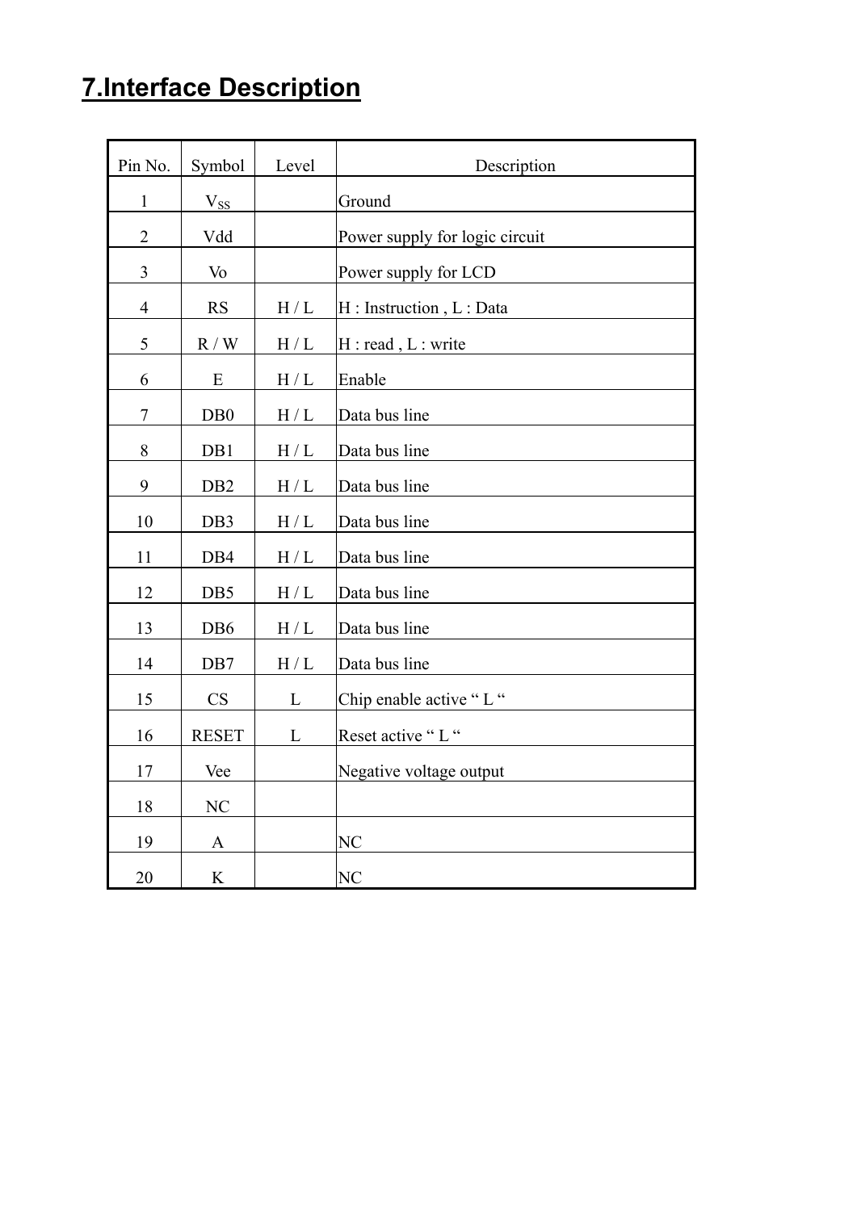## 7.Interface Description

| Pin No. | Symbol | Level | Description |
|---|---|---|---|
| 1 | $V_{SS}$ | | Ground |
| 2 | Vdd | | Power supply for logic circuit |
| 3 | Vo | | Power supply for LCD |
| 4 | RS | H / L | H : Instruction , L : Data |
| 5 | R / W | H / L | H : read , L : write |
| 6 | E | H / L | Enable |
| 7 | DB0 | H / L | Data bus line |
| 8 | DB1 | H / L | Data bus line |
| 9 | DB2 | H / L | Data bus line |
| 10 | DB3 | H / L | Data bus line |
| 11 | DB4 | H / L | Data bus line |
| 12 | DB5 | H / L | Data bus line |
| 13 | DB6 | H / L | Data bus line |
| 14 | DB7 | H / L | Data bus line |
| 15 | CS | L | Chip enable active “ L “ |
| 16 | RESET | L | Reset active “ L “ |
| 17 | Vee | | Negative voltage output |
| 18 | NC | | |
| 19 | A | | NC |
| 20 | K | | NC |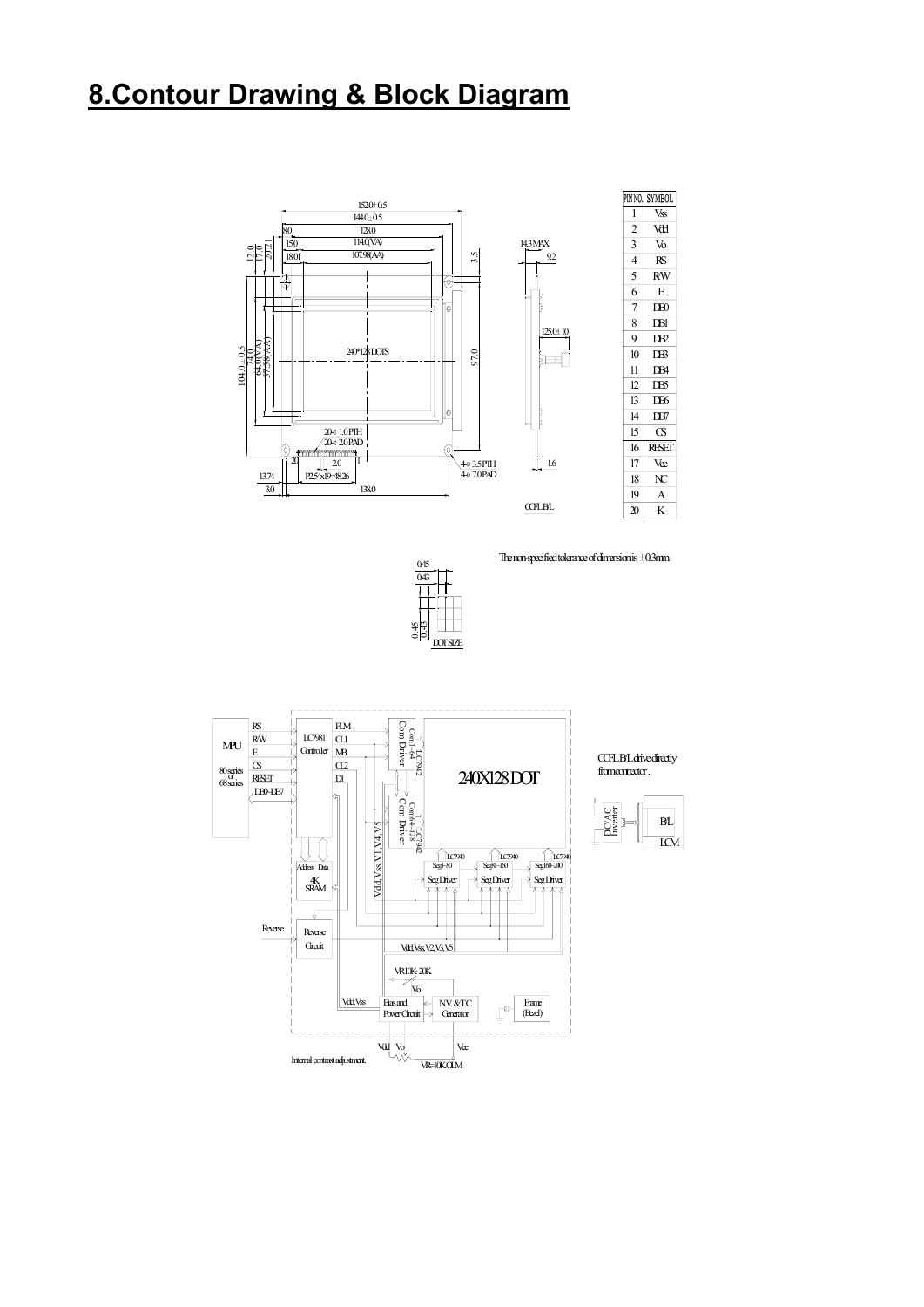# 8.Contour Drawing & Block Diagram

| PIN NO. | SYMBOL |
|---|---|
| 1 | Vss |
| 2 | Vdd |
| 3 | Vo |
| 4 | RS |
| 5 | R/W |
| 6 | E |
| 7 | DB0 |
| 8 | DB1 |
| 9 | DB2 |
| 10 | DB3 |
| 11 | DB4 |
| 12 | DB5 |
| 13 | DB6 |
| 14 | DB7 |
| 15 | CS |
| 16 | RESET |
| 17 | Vee |
| 18 | NC |
| 19 | A |
| 20 | K |

The non-specified tolerance of dimension is ±0.3mm.

CCFL B/L drive directly from connector.

Internal contrast adjustment.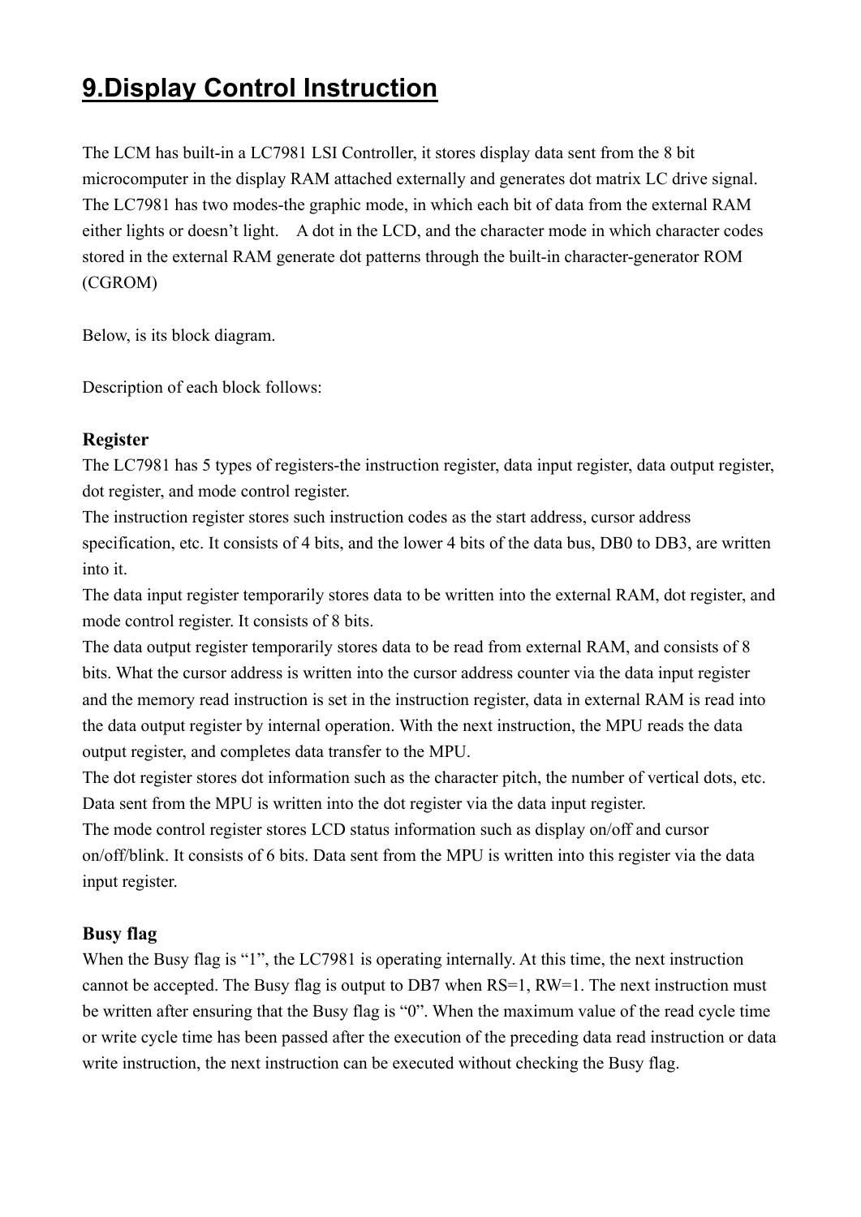# 9.Display Control Instruction

The LCM has built-in a LC7981 LSI Controller, it stores display data sent from the 8 bit microcomputer in the display RAM attached externally and generates dot matrix LC drive signal. The LC7981 has two modes-the graphic mode, in which each bit of data from the external RAM either lights or doesn't light. A dot in the LCD, and the character mode in which character codes stored in the external RAM generate dot patterns through the built-in character-generator ROM (CGROM)

Below, is its block diagram.

Description of each block follows:

### Register

The LC7981 has 5 types of registers-the instruction register, data input register, data output register, dot register, and mode control register.

The instruction register stores such instruction codes as the start address, cursor address specification, etc. It consists of 4 bits, and the lower 4 bits of the data bus, DB0 to DB3, are written into it.

The data input register temporarily stores data to be written into the external RAM, dot register, and mode control register. It consists of 8 bits.

The data output register temporarily stores data to be read from external RAM, and consists of 8 bits. What the cursor address is written into the cursor address counter via the data input register and the memory read instruction is set in the instruction register, data in external RAM is read into the data output register by internal operation. With the next instruction, the MPU reads the data output register, and completes data transfer to the MPU.

The dot register stores dot information such as the character pitch, the number of vertical dots, etc. Data sent from the MPU is written into the dot register via the data input register.

The mode control register stores LCD status information such as display on/off and cursor on/off/blink. It consists of 6 bits. Data sent from the MPU is written into this register via the data input register.

### Busy flag

When the Busy flag is "1", the LC7981 is operating internally. At this time, the next instruction cannot be accepted. The Busy flag is output to DB7 when RS=1, RW=1. The next instruction must be written after ensuring that the Busy flag is "0". When the maximum value of the read cycle time or write cycle time has been passed after the execution of the preceding data read instruction or data write instruction, the next instruction can be executed without checking the Busy flag.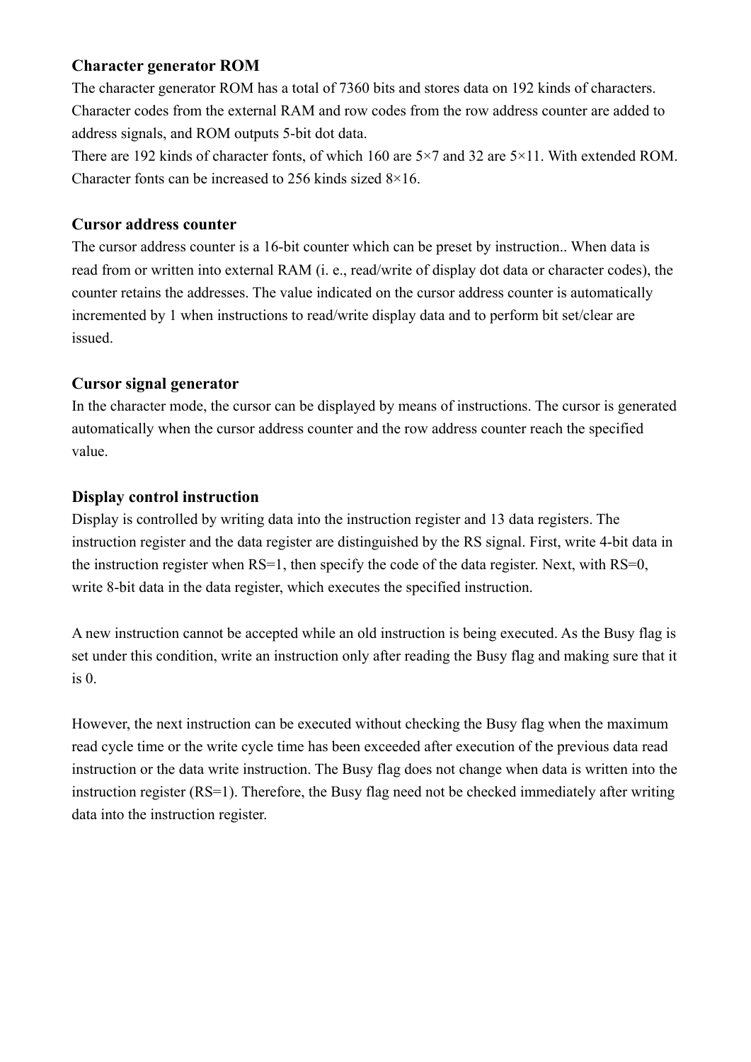### Character generator ROM

The character generator ROM has a total of 7360 bits and stores data on 192 kinds of characters. Character codes from the external RAM and row codes from the row address counter are added to address signals, and ROM outputs 5-bit dot data.

There are 192 kinds of character fonts, of which 160 are 5×7 and 32 are 5×11. With extended ROM. Character fonts can be increased to 256 kinds sized 8×16.

### Cursor address counter

The cursor address counter is a 16-bit counter which can be preset by instruction.. When data is read from or written into external RAM (i. e., read/write of display dot data or character codes), the counter retains the addresses. The value indicated on the cursor address counter is automatically incremented by 1 when instructions to read/write display data and to perform bit set/clear are issued.

### Cursor signal generator

In the character mode, the cursor can be displayed by means of instructions. The cursor is generated automatically when the cursor address counter and the row address counter reach the specified value.

### Display control instruction

Display is controlled by writing data into the instruction register and 13 data registers. The instruction register and the data register are distinguished by the RS signal. First, write 4-bit data in the instruction register when RS=1, then specify the code of the data register. Next, with RS=0, write 8-bit data in the data register, which executes the specified instruction.

A new instruction cannot be accepted while an old instruction is being executed. As the Busy flag is set under this condition, write an instruction only after reading the Busy flag and making sure that it is 0.

However, the next instruction can be executed without checking the Busy flag when the maximum read cycle time or the write cycle time has been exceeded after execution of the previous data read instruction or the data write instruction. The Busy flag does not change when data is written into the instruction register (RS=1). Therefore, the Busy flag need not be checked immediately after writing data into the instruction register.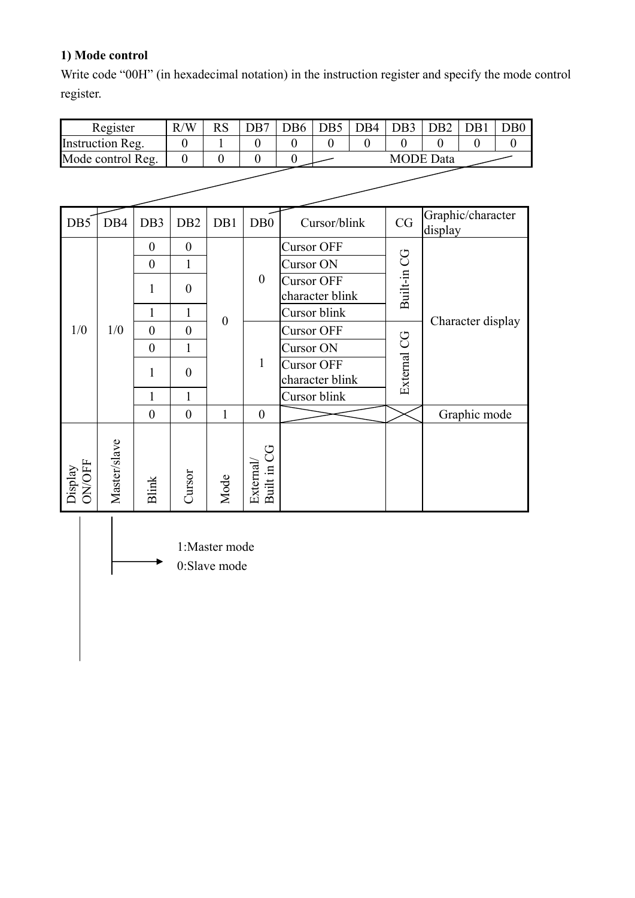### 1) Mode control

Write code “00H” (in hexadecimal notation) in the instruction register and specify the mode control register.

| Register | R/W | RS | DB7 | DB6 | DB5 | DB4 | DB3 | DB2 | DB1 | DB0 |
|---|---|---|---|---|---|---|---|---|---|---|
| Instruction Reg. | 0 | 1 | 0 | 0 | 0 | 0 | 0 | 0 | 0 | 0 |
| Mode control Reg. | 0 | 0 | 0 | 0 | MODE Data | | | | | |

| DB5 | DB4 | DB3 | DB2 | DB1 | DB0 | Cursor/blink | CG | Graphic/character display |
|---|---|---|---|---|---|---|---|---|
| 1/0 | 1/0 | 0 | 0 | 0 | 0 | Cursor OFF | Built-in CG | Character display |
| | | 0 | 1 | | | Cursor ON | | |
| | | 1 | 0 | | | Cursor OFF character blink | | |
| | | 1 | 1 | | | Cursor blink | | |
| | | 0 | 0 | | 1 | Cursor OFF | External CG | |
| | | 0 | 1 | | | Cursor ON | | |
| | | 1 | 0 | | | Cursor OFF character blink | | |
| | | 1 | 1 | | | Cursor blink | | |
| | | 0 | 0 | 1 | 0 | | | Graphic mode |
| Display ON/OFF | Master/slave | Blink | Cursor | Mode | External/ Built in CG | | | |

Master/slave:
1:Master mode
0:Slave mode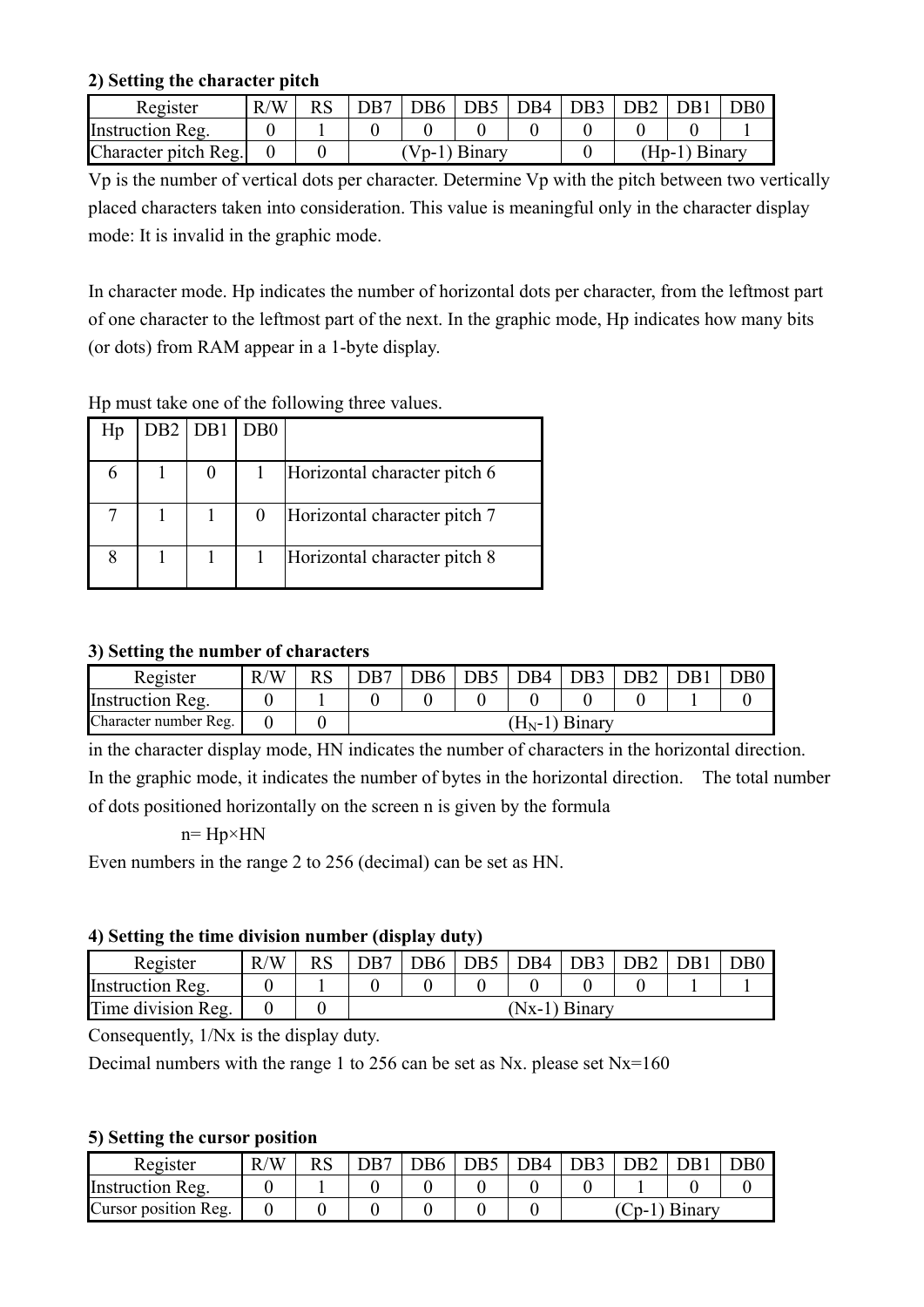**2) Setting the character pitch**

| Register | R/W | RS | DB7 | DB6 | DB5 | DB4 | DB3 | DB2 | DB1 | DB0 |
|---|---|---|---|---|---|---|---|---|---|---|
| Instruction Reg. | 0 | 1 | 0 | 0 | 0 | 0 | 0 | 0 | 0 | 1 |
| Character pitch Reg. | 0 | 0 | (Vp-1) Binary | | | | 0 | (Hp-1) Binary | | |

Vp is the number of vertical dots per character. Determine Vp with the pitch between two vertically placed characters taken into consideration. This value is meaningful only in the character display mode: It is invalid in the graphic mode.

In character mode. Hp indicates the number of horizontal dots per character, from the leftmost part of one character to the leftmost part of the next. In the graphic mode, Hp indicates how many bits (or dots) from RAM appear in a 1-byte display.

Hp must take one of the following three values.

| Hp | DB2 | DB1 | DB0 | |
|---|---|---|---|---|
| 6 | 1 | 0 | 1 | Horizontal character pitch 6 |
| 7 | 1 | 1 | 0 | Horizontal character pitch 7 |
| 8 | 1 | 1 | 1 | Horizontal character pitch 8 |

**3) Setting the number of characters**

| Register | R/W | RS | DB7 | DB6 | DB5 | DB4 | DB3 | DB2 | DB1 | DB0 |
|---|---|---|---|---|---|---|---|---|---|---|
| Instruction Reg. | 0 | 1 | 0 | 0 | 0 | 0 | 0 | 0 | 1 | 0 |
| Character number Reg. | 0 | 0 | $(H_N\text{-}1)$ Binary | | | | | | | |

in the character display mode, HN indicates the number of characters in the horizontal direction. In the graphic mode, it indicates the number of bytes in the horizontal direction. The total number of dots positioned horizontally on the screen n is given by the formula

$$n = Hp \times HN$$

Even numbers in the range 2 to 256 (decimal) can be set as HN.

**4) Setting the time division number (display duty)**

| Register | R/W | RS | DB7 | DB6 | DB5 | DB4 | DB3 | DB2 | DB1 | DB0 |
|---|---|---|---|---|---|---|---|---|---|---|
| Instruction Reg. | 0 | 1 | 0 | 0 | 0 | 0 | 0 | 0 | 1 | 1 |
| Time division Reg. | 0 | 0 | (Nx-1) Binary | | | | | | | |

Consequently, 1/Nx is the display duty.

Decimal numbers with the range 1 to 256 can be set as Nx. please set Nx=160

**5) Setting the cursor position**

| Register | R/W | RS | DB7 | DB6 | DB5 | DB4 | DB3 | DB2 | DB1 | DB0 |
|---|---|---|---|---|---|---|---|---|---|---|
| Instruction Reg. | 0 | 1 | 0 | 0 | 0 | 0 | 0 | 1 | 0 | 0 |
| Cursor position Reg. | 0 | 0 | 0 | 0 | 0 | 0 | (Cp-1) Binary | | | |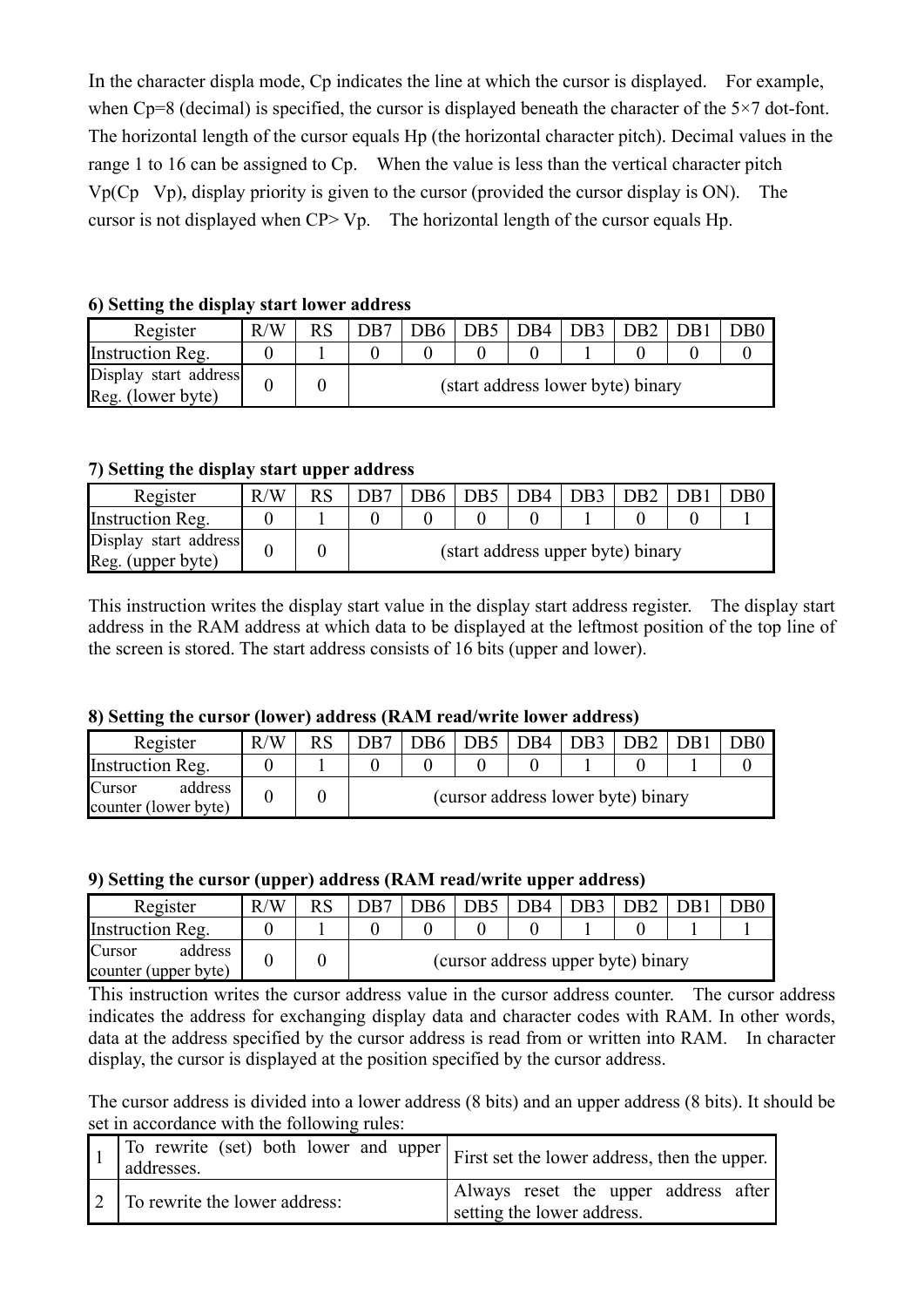In the character displa mode, Cp indicates the line at which the cursor is displayed. For example, when Cp=8 (decimal) is specified, the cursor is displayed beneath the character of the 5×7 dot-font. The horizontal length of the cursor equals Hp (the horizontal character pitch). Decimal values in the range 1 to 16 can be assigned to Cp. When the value is less than the vertical character pitch Vp(Cp Vp), display priority is given to the cursor (provided the cursor display is ON). The cursor is not displayed when CP> Vp. The horizontal length of the cursor equals Hp.

**6) Setting the display start lower address**

| Register | R/W | RS | DB7 | DB6 | DB5 | DB4 | DB3 | DB2 | DB1 | DB0 |
|---|---|---|---|---|---|---|---|---|---|---|
| Instruction Reg. | 0 | 1 | 0 | 0 | 0 | 0 | 1 | 0 | 0 | 0 |
| Display start address Reg. (lower byte) | 0 | 0 | (start address lower byte) binary | | | | | | | |

**7) Setting the display start upper address**

| Register | R/W | RS | DB7 | DB6 | DB5 | DB4 | DB3 | DB2 | DB1 | DB0 |
|---|---|---|---|---|---|---|---|---|---|---|
| Instruction Reg. | 0 | 1 | 0 | 0 | 0 | 0 | 1 | 0 | 0 | 1 |
| Display start address Reg. (upper byte) | 0 | 0 | (start address upper byte) binary | | | | | | | |

This instruction writes the display start value in the display start address register. The display start address in the RAM address at which data to be displayed at the leftmost position of the top line of the screen is stored. The start address consists of 16 bits (upper and lower).

**8) Setting the cursor (lower) address (RAM read/write lower address)**

| Register | R/W | RS | DB7 | DB6 | DB5 | DB4 | DB3 | DB2 | DB1 | DB0 |
|---|---|---|---|---|---|---|---|---|---|---|
| Instruction Reg. | 0 | 1 | 0 | 0 | 0 | 0 | 1 | 0 | 1 | 0 |
| Cursor address counter (lower byte) | 0 | 0 | (cursor address lower byte) binary | | | | | | | |

**9) Setting the cursor (upper) address (RAM read/write upper address)**

| Register | R/W | RS | DB7 | DB6 | DB5 | DB4 | DB3 | DB2 | DB1 | DB0 |
|---|---|---|---|---|---|---|---|---|---|---|
| Instruction Reg. | 0 | 1 | 0 | 0 | 0 | 0 | 1 | 0 | 1 | 1 |
| Cursor address counter (upper byte) | 0 | 0 | (cursor address upper byte) binary | | | | | | | |

This instruction writes the cursor address value in the cursor address counter. The cursor address indicates the address for exchanging display data and character codes with RAM. In other words, data at the address specified by the cursor address is read from or written into RAM. In character display, the cursor is displayed at the position specified by the cursor address.

The cursor address is divided into a lower address (8 bits) and an upper address (8 bits). It should be set in accordance with the following rules:

| | | |
|---|---|---|
| 1 | To rewrite (set) both lower and upper addresses. | First set the lower address, then the upper. |
| 2 | To rewrite the lower address: | Always reset the upper address after setting the lower address. |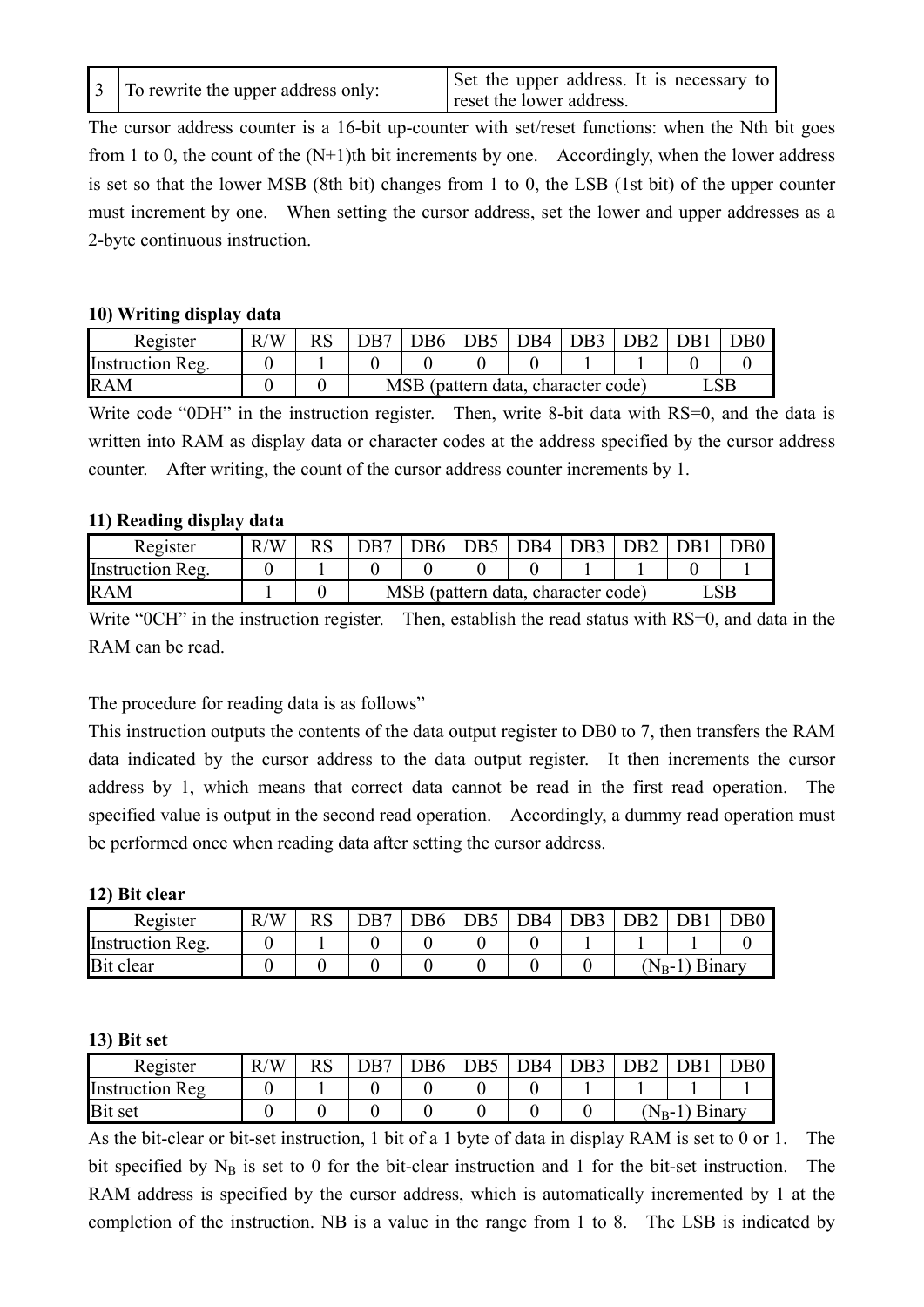| 3 | To rewrite the upper address only: | Set the upper address. It is necessary to reset the lower address. |
|---|---|---|

The cursor address counter is a 16-bit up-counter with set/reset functions: when the Nth bit goes from 1 to 0, the count of the (N+1)th bit increments by one. Accordingly, when the lower address is set so that the lower MSB (8th bit) changes from 1 to 0, the LSB (1st bit) of the upper counter must increment by one. When setting the cursor address, set the lower and upper addresses as a 2-byte continuous instruction.

**10) Writing display data**

| Register | R/W | RS | DB7 | DB6 | DB5 | DB4 | DB3 | DB2 | DB1 | DB0 |
|---|---|---|---|---|---|---|---|---|---|---|
| Instruction Reg. | 0 | 1 | 0 | 0 | 0 | 0 | 1 | 1 | 0 | 0 |
| RAM | 0 | 0 | MSB (pattern data, character code) | | | | | | | LSB |

Write code "0DH" in the instruction register. Then, write 8-bit data with RS=0, and the data is written into RAM as display data or character codes at the address specified by the cursor address counter. After writing, the count of the cursor address counter increments by 1.

**11) Reading display data**

| Register | R/W | RS | DB7 | DB6 | DB5 | DB4 | DB3 | DB2 | DB1 | DB0 |
|---|---|---|---|---|---|---|---|---|---|---|
| Instruction Reg. | 0 | 1 | 0 | 0 | 0 | 0 | 1 | 1 | 0 | 1 |
| RAM | 1 | 0 | MSB (pattern data, character code) | | | | | | | LSB |

Write "0CH" in the instruction register. Then, establish the read status with RS=0, and data in the RAM can be read.

The procedure for reading data is as follows"

This instruction outputs the contents of the data output register to DB0 to 7, then transfers the RAM data indicated by the cursor address to the data output register. It then increments the cursor address by 1, which means that correct data cannot be read in the first read operation. The specified value is output in the second read operation. Accordingly, a dummy read operation must be performed once when reading data after setting the cursor address.

**12) Bit clear**

| Register | R/W | RS | DB7 | DB6 | DB5 | DB4 | DB3 | DB2 | DB1 | DB0 |
|---|---|---|---|---|---|---|---|---|---|---|
| Instruction Reg. | 0 | 1 | 0 | 0 | 0 | 0 | 1 | 1 | 1 | 0 |
| Bit clear | 0 | 0 | 0 | 0 | 0 | 0 | 0 | ($N_B$-1) Binary | | |

**13) Bit set**

| Register | R/W | RS | DB7 | DB6 | DB5 | DB4 | DB3 | DB2 | DB1 | DB0 |
|---|---|---|---|---|---|---|---|---|---|---|
| Instruction Reg | 0 | 1 | 0 | 0 | 0 | 0 | 1 | 1 | 1 | 1 |
| Bit set | 0 | 0 | 0 | 0 | 0 | 0 | 0 | ($N_B$-1) Binary | | |

As the bit-clear or bit-set instruction, 1 bit of a 1 byte of data in display RAM is set to 0 or 1. The bit specified by $N_B$ is set to 0 for the bit-clear instruction and 1 for the bit-set instruction. The RAM address is specified by the cursor address, which is automatically incremented by 1 at the completion of the instruction. NB is a value in the range from 1 to 8. The LSB is indicated by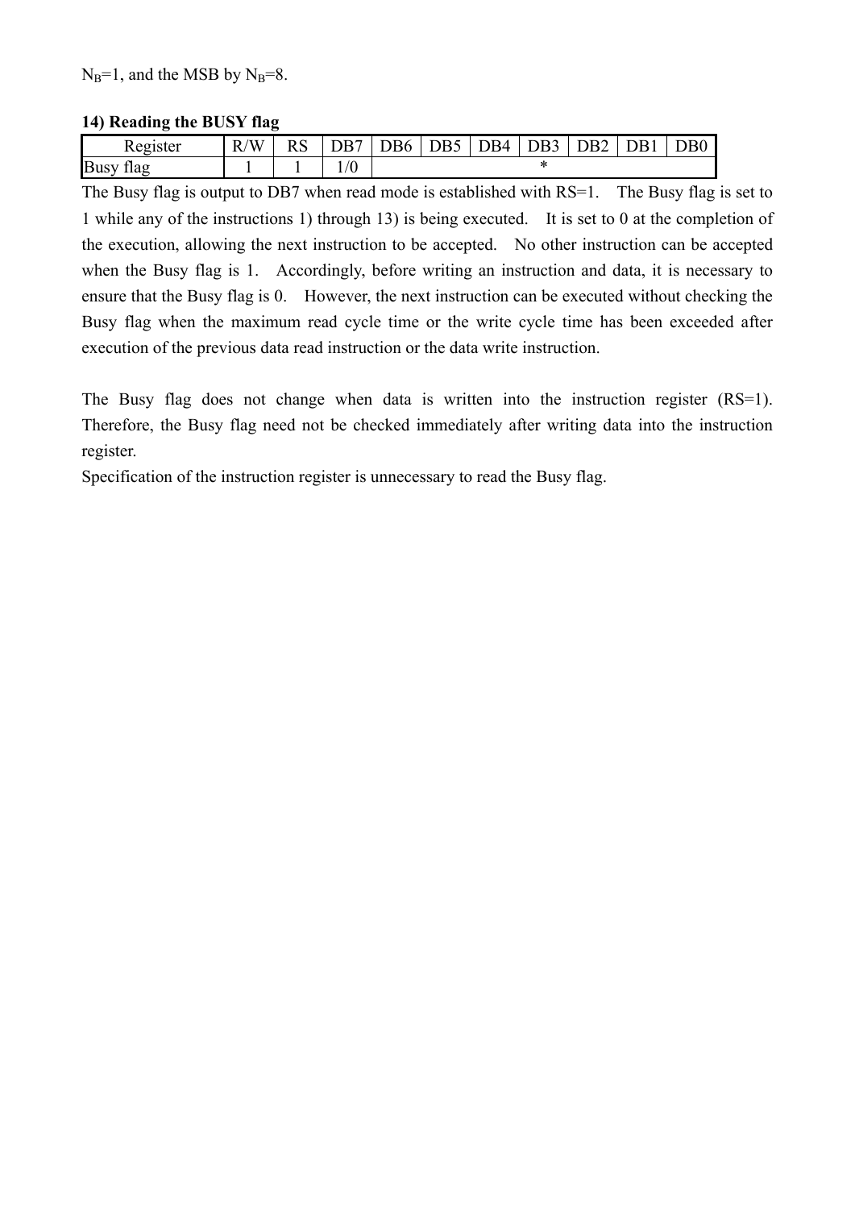$N_B$=1, and the MSB by $N_B$=8.

**14) Reading the BUSY flag**

| Register | R/W | RS | DB7 | DB6 | DB5 | DB4 | DB3 | DB2 | DB1 | DB0 |
|---|---|---|---|---|---|---|---|---|---|---|
| Busy flag | 1 | 1 | 1/0 | | | | * | | | |

The Busy flag is output to DB7 when read mode is established with RS=1. The Busy flag is set to 1 while any of the instructions 1) through 13) is being executed. It is set to 0 at the completion of the execution, allowing the next instruction to be accepted. No other instruction can be accepted when the Busy flag is 1. Accordingly, before writing an instruction and data, it is necessary to ensure that the Busy flag is 0. However, the next instruction can be executed without checking the Busy flag when the maximum read cycle time or the write cycle time has been exceeded after execution of the previous data read instruction or the data write instruction.

The Busy flag does not change when data is written into the instruction register (RS=1). Therefore, the Busy flag need not be checked immediately after writing data into the instruction register.

Specification of the instruction register is unnecessary to read the Busy flag.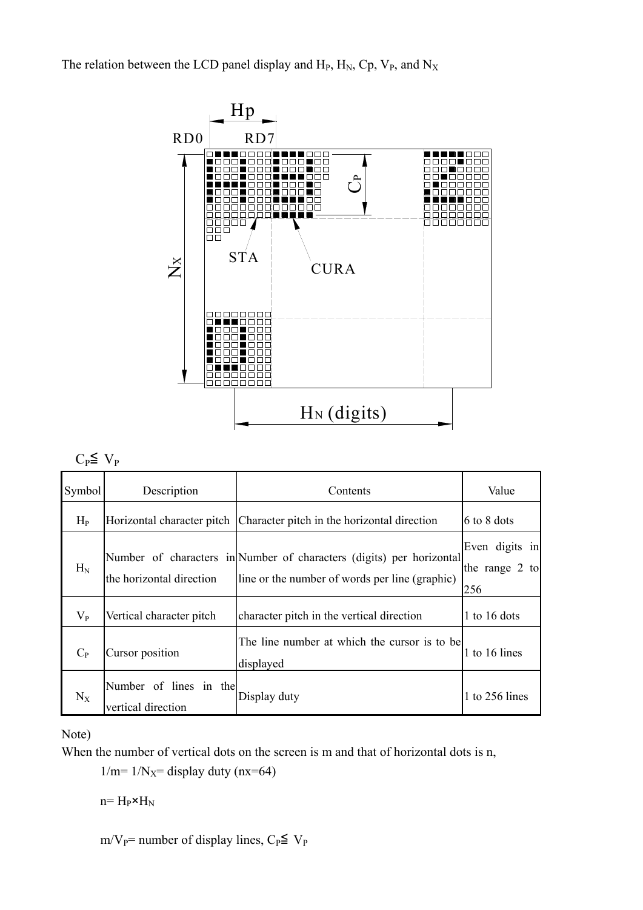The relation between the LCD panel display and $H_P$, $H_N$, Cp, $V_P$, and $N_X$

$C_P \leqq V_P$

| Symbol | Description | Contents | Value |
|---|---|---|---|
| $H_P$ | Horizontal character pitch | Character pitch in the horizontal direction | 6 to 8 dots |
| $H_N$ | Number of characters in the horizontal direction | Number of characters (digits) per horizontal line or the number of words per line (graphic) | Even digits in the range 2 to 256 |
| $V_P$ | Vertical character pitch | character pitch in the vertical direction | 1 to 16 dots |
| $C_P$ | Cursor position | The line number at which the cursor is to be displayed | 1 to 16 lines |
| $N_X$ | Number of lines in the vertical direction | Display duty | 1 to 256 lines |

Note)

When the number of vertical dots on the screen is m and that of horizontal dots is n,

$1/m = 1/N_X =$ display duty (nx=64)

$n = H_P \times H_N$

$m/V_P =$ number of display lines, $C_P \leqq V_P$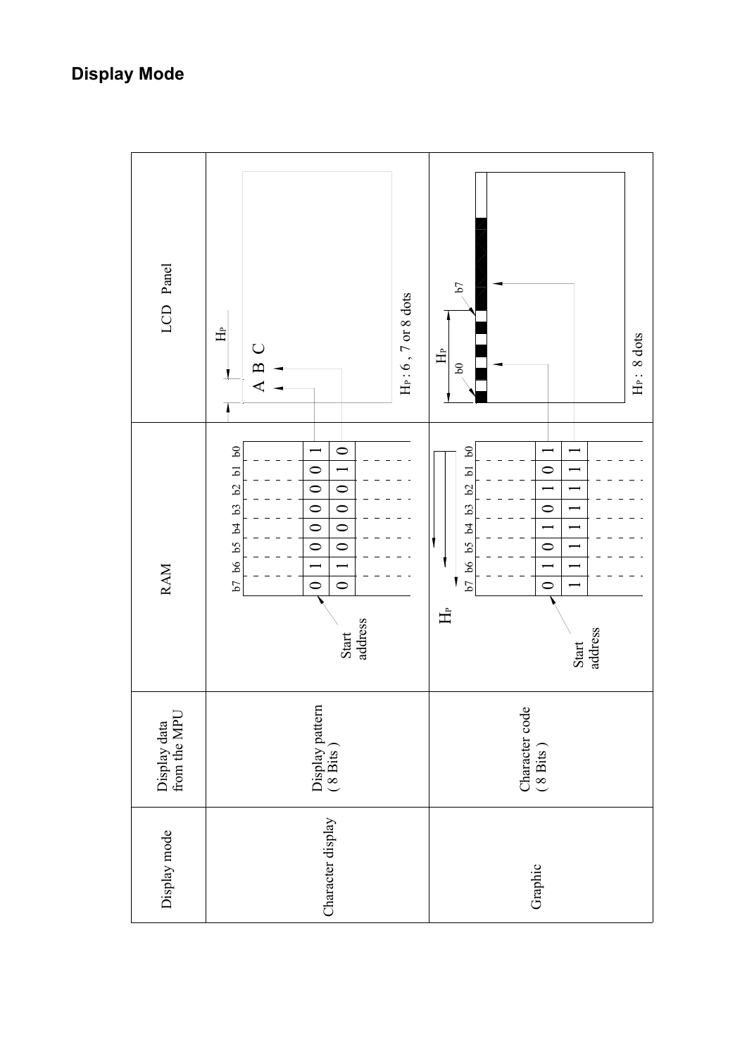## Display Mode

| Display mode | Display data from the MPU | RAM | LCD Panel |
|---|---|---|---|
| Character display | Character code (8 Bits) | b7 b6 b5 b4 b3 b2 b1 b0<br>0 1 0 0 0 0 0 1 (Start address)<br>0 1 0 0 0 0 1 0 | A B C<br>$H_P$ : 6 , 7 or 8 dots |
| Graphic | Display pattern (8 Bits) | b7 b6 b5 b4 b3 b2 b1 b0<br>0 1 0 1 0 1 0 1 (Start address)<br>1 1 1 1 1 1 1 1 | b0 … b7<br>$H_P$ : 8 dots |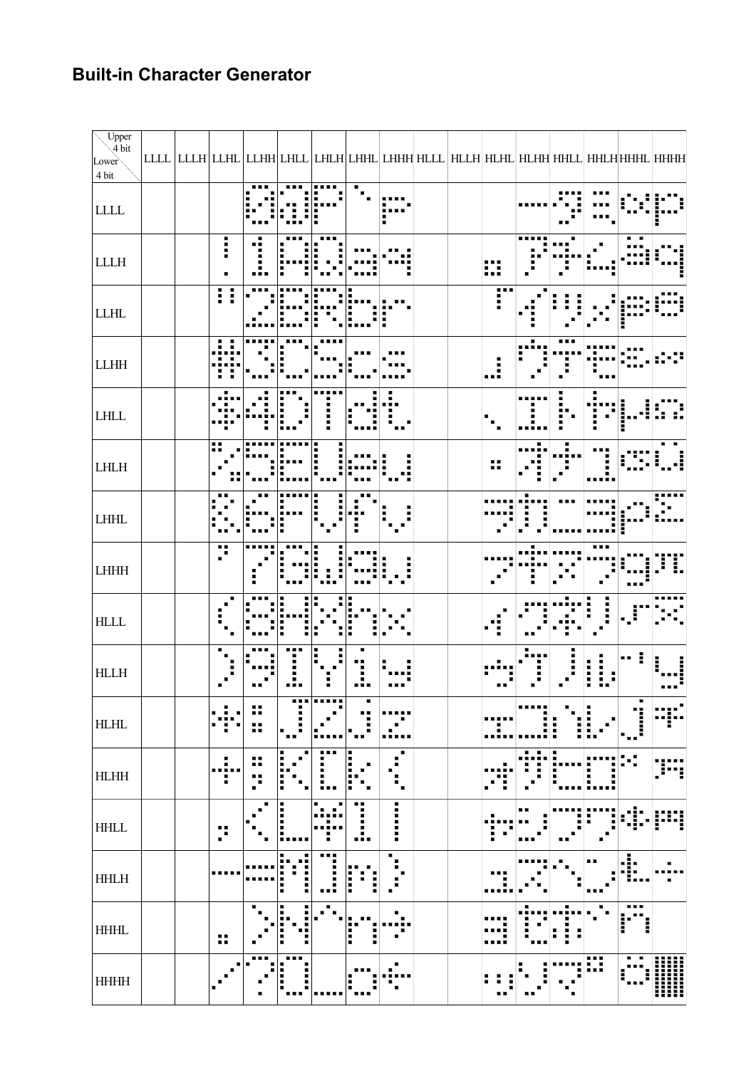## Built-in Character Generator

| Lower 4 bit \ Upper 4 bit | LLLL | LLLH | LLHL | LLHH | LHLL | LHLH | LHHL | LHHH | HLLL | HLLH | HLHL | HLHH | HHLL | HHLH | HHHL | HHHH |
|---|---|---|---|---|---|---|---|---|---|---|---|---|---|---|---|---|
| LLLL | | | | 0 | @ | P | ` | p | | | | ー | タ | ミ | α | p |
| LLLH | | | ! | 1 | A | Q | a | q | | | 。 | ア | チ | ム | ä | q |
| LLHL | | | " | 2 | B | R | b | r | | | 「 | イ | ツ | メ | β | θ |
| LLHH | | | # | 3 | C | S | c | s | | | 」 | ウ | テ | モ | ε | ∞ |
| LHLL | | | $ | 4 | D | T | d | t | | | 、 | エ | ト | ヤ | μ | Ω |
| LHLH | | | % | 5 | E | U | e | u | | | ・ | オ | ナ | ユ | σ | ü |
| LHHL | | | & | 6 | F | V | f | v | | | ヲ | カ | ニ | ヨ | ρ | Σ |
| LHHH | | | ' | 7 | G | W | g | w | | | ァ | キ | ヌ | ラ | g | π |
| HLLL | | | ( | 8 | H | X | h | x | | | ィ | ク | ネ | リ | √ | x̄ |
| HLLH | | | ) | 9 | I | Y | i | y | | | ゥ | ケ | ノ | ル | ⁻¹ | y |
| HLHL | | | * | : | J | Z | j | z | | | ェ | コ | ハ | レ | j | 千 |
| HLHH | | | + | ; | K | [ | k | { | | | ォ | サ | ヒ | ロ | ˣ | 万 |
| HHLL | | | , | < | L | ¥ | l | \| | | | ャ | シ | フ | ワ | ¢ | 円 |
| HHLH | | | - | = | M | ] | m | } | | | ュ | ス | ヘ | ン | £ | ÷ |
| HHHL | | | . | > | N | ^ | n | → | | | ョ | セ | ホ | ゛ | ñ | |
| HHHH | | | / | ? | O | _ | o | ← | | | ッ | ソ | マ | ゜ | ö | █ |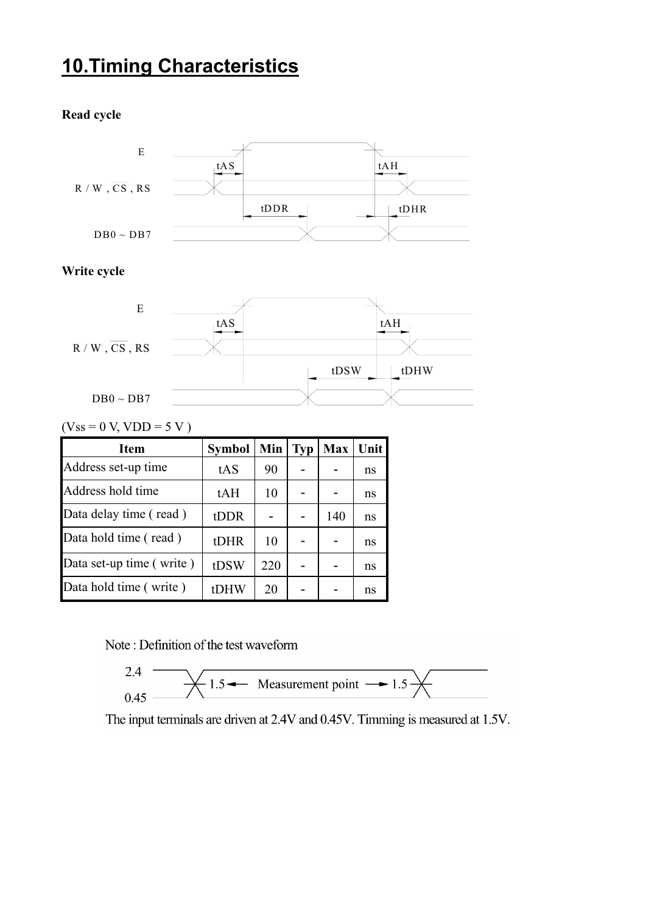# 10.Timing Characteristics

**Read cycle**

**Write cycle**

(Vss = 0 V, VDD = 5 V )

| Item | Symbol | Min | Typ | Max | Unit |
|---|---|---|---|---|---|
| Address set-up time | tAS | 90 | - | - | ns |
| Address hold time | tAH | 10 | - | - | ns |
| Data delay time ( read ) | tDDR | - | - | 140 | ns |
| Data hold time ( read ) | tDHR | 10 | - | - | ns |
| Data set-up time ( write ) | tDSW | 220 | - | - | ns |
| Data hold time ( write ) | tDHW | 20 | - | - | ns |

Note : Definition of the test waveform

The input terminals are driven at 2.4V and 0.45V. Timming is measured at 1.5V.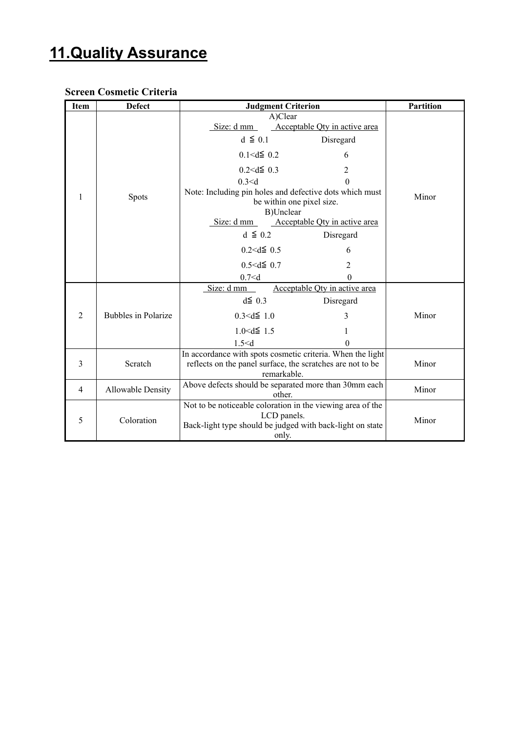# 11.Quality Assurance

**Screen Cosmetic Criteria**

| Item | Defect | Judgment Criterion | Partition |
|---|---|---|---|
| 1 | Spots | A)Clear<br>Size: d mm — Acceptable Qty in active area<br>d ≦ 0.1 — Disregard<br>0.1<d≦ 0.2 — 6<br>0.2<d≦ 0.3 — 2<br>0.3<d — 0<br>Note: Including pin holes and defective dots which must be within one pixel size.<br>B)Unclear<br>Size: d mm — Acceptable Qty in active area<br>d ≦ 0.2 — Disregard<br>0.2<d≦ 0.5 — 6<br>0.5<d≦ 0.7 — 2<br>0.7<d — 0 | Minor |
| 2 | Bubbles in Polarize | Size: d mm — Acceptable Qty in active area<br>d≦ 0.3 — Disregard<br>0.3<d≦ 1.0 — 3<br>1.0<d≦ 1.5 — 1<br>1.5<d — 0 | Minor |
| 3 | Scratch | In accordance with spots cosmetic criteria. When the light reflects on the panel surface, the scratches are not to be remarkable. | Minor |
| 4 | Allowable Density | Above defects should be separated more than 30mm each other. | Minor |
| 5 | Coloration | Not to be noticeable coloration in the viewing area of the LCD panels.<br>Back-light type should be judged with back-light on state only. | Minor |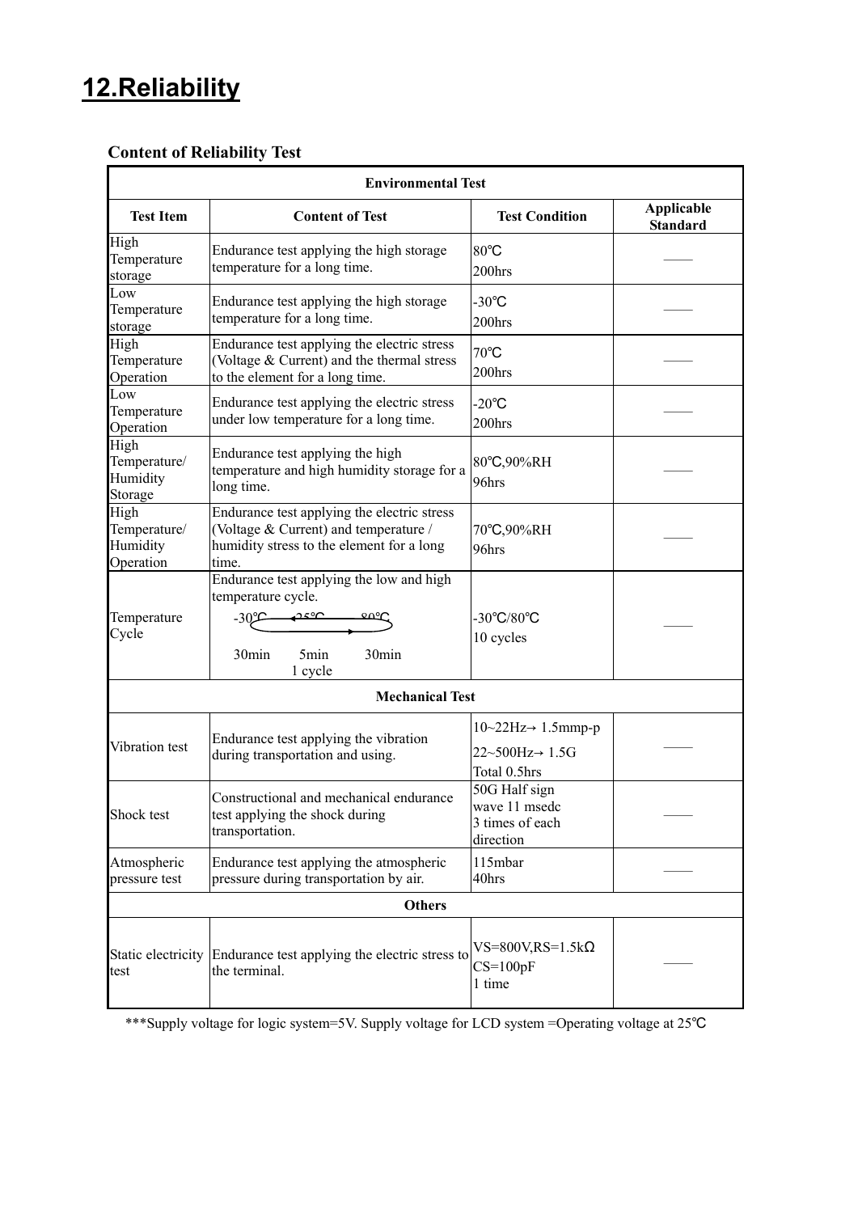# 12.Reliability

### Content of Reliability Test

| Environmental Test | | | |
|---|---|---|---|
| **Test Item** | **Content of Test** | **Test Condition** | **Applicable Standard** |
| High Temperature storage | Endurance test applying the high storage temperature for a long time. | 80℃<br>200hrs | —— |
| Low Temperature storage | Endurance test applying the high storage temperature for a long time. | -30℃<br>200hrs | —— |
| High Temperature Operation | Endurance test applying the electric stress (Voltage & Current) and the thermal stress to the element for a long time. | 70℃<br>200hrs | —— |
| Low Temperature Operation | Endurance test applying the electric stress under low temperature for a long time. | -20℃<br>200hrs | —— |
| High Temperature/ Humidity Storage | Endurance test applying the high temperature and high humidity storage for a long time. | 80℃,90%RH<br>96hrs | —— |
| High Temperature/ Humidity Operation | Endurance test applying the electric stress (Voltage & Current) and temperature / humidity stress to the element for a long time. | 70℃,90%RH<br>96hrs | —— |
| Temperature Cycle | Endurance test applying the low and high temperature cycle.<br>-30℃ ← 25℃ → 80℃<br>30min 5min 30min<br>1 cycle | -30℃/80℃<br>10 cycles | —— |
| **Mechanical Test** | | | |
| Vibration test | Endurance test applying the vibration during transportation and using. | 10~22Hz→ 1.5mmp-p<br>22~500Hz→ 1.5G<br>Total 0.5hrs | —— |
| Shock test | Constructional and mechanical endurance test applying the shock during transportation. | 50G Half sign wave 11 msedc<br>3 times of each direction | —— |
| Atmospheric pressure test | Endurance test applying the atmospheric pressure during transportation by air. | 115mbar<br>40hrs | —— |
| **Others** | | | |
| Static electricity test | Endurance test applying the electric stress to the terminal. | VS=800V,RS=1.5kΩ<br>CS=100pF<br>1 time | —— |

***Supply voltage for logic system=5V. Supply voltage for LCD system =Operating voltage at 25℃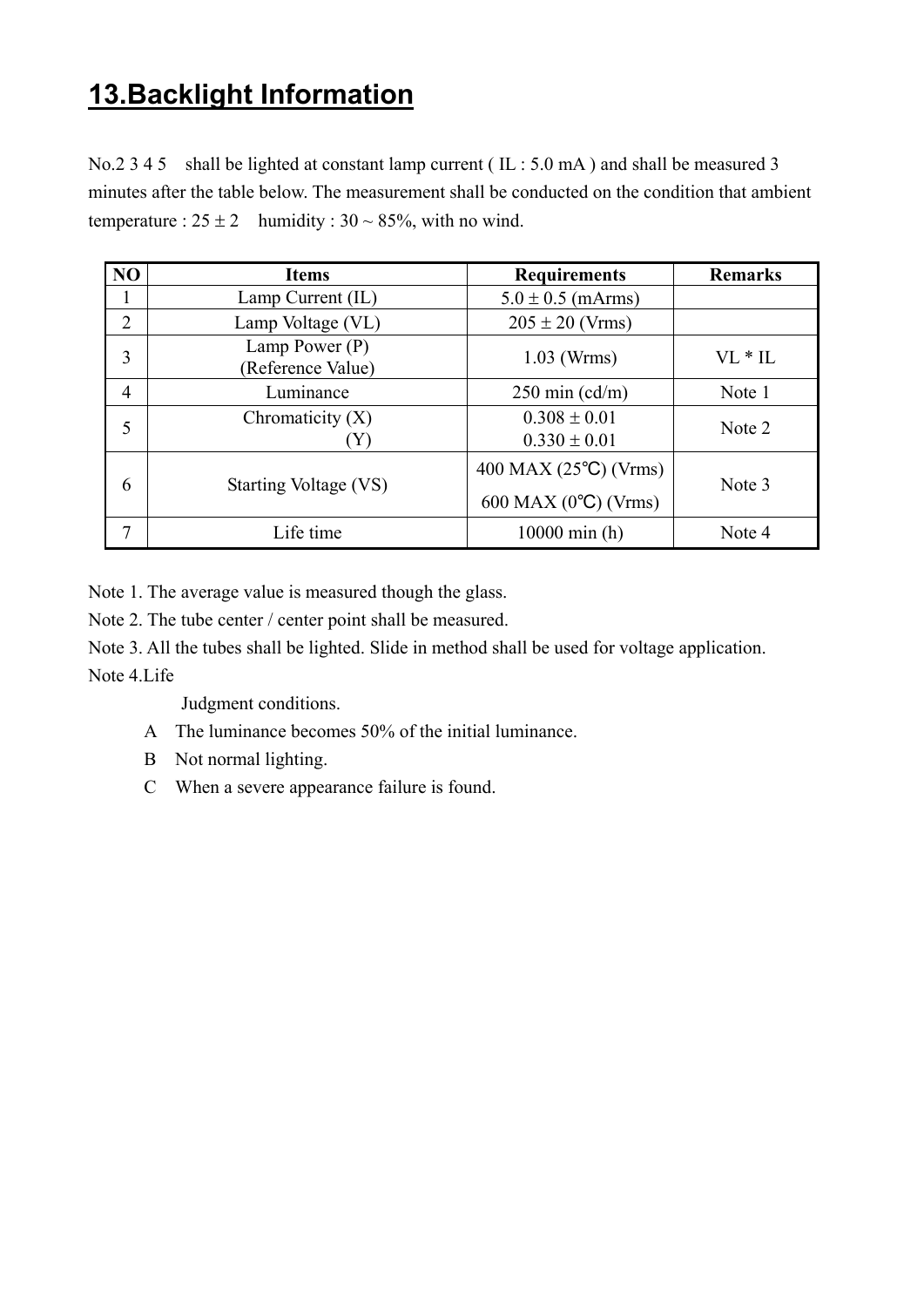# 13.Backlight Information

No.2 3 4 5 shall be lighted at constant lamp current ( IL : 5.0 mA ) and shall be measured 3 minutes after the table below. The measurement shall be conducted on the condition that ambient temperature : 25 ± 2 humidity : 30 ~ 85%, with no wind.

| NO | Items | Requirements | Remarks |
|---|---|---|---|
| 1 | Lamp Current (IL) | 5.0 ± 0.5 (mArms) | |
| 2 | Lamp Voltage (VL) | 205 ± 20 (Vrms) | |
| 3 | Lamp Power (P)<br>(Reference Value) | 1.03 (Wrms) | VL * IL |
| 4 | Luminance | 250 min (cd/m) | Note 1 |
| 5 | Chromaticity (X)<br>(Y) | 0.308 ± 0.01<br>0.330 ± 0.01 | Note 2 |
| 6 | Starting Voltage (VS) | 400 MAX (25℃) (Vrms)<br>600 MAX (0℃) (Vrms) | Note 3 |
| 7 | Life time | 10000 min (h) | Note 4 |

Note 1. The average value is measured though the glass.

Note 2. The tube center / center point shall be measured.

Note 3. All the tubes shall be lighted. Slide in method shall be used for voltage application.

Note 4.Life

Judgment conditions.

A The luminance becomes 50% of the initial luminance.

B Not normal lighting.

C When a severe appearance failure is found.